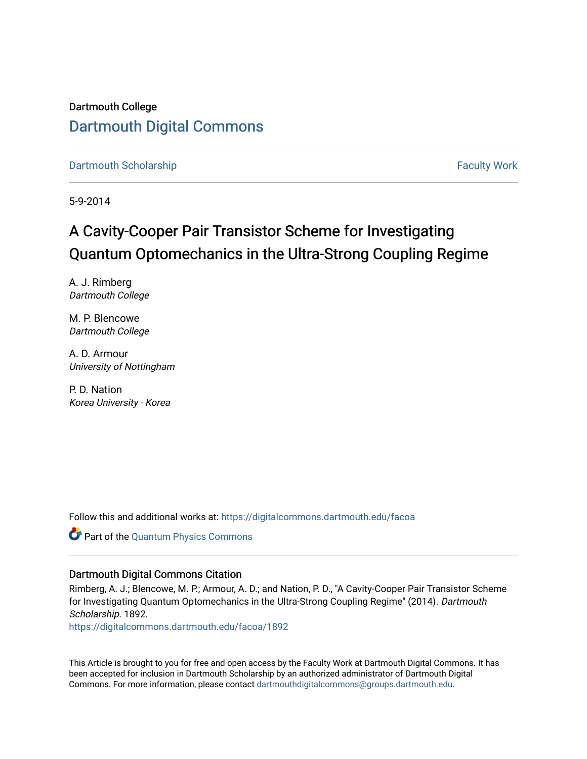Dartmouth College

# Dartmouth Digital Commons

Dartmouth Scholarship | Faculty Work

5-9-2014

# A Cavity-Cooper Pair Transistor Scheme for Investigating Quantum Optomechanics in the Ultra-Strong Coupling Regime

A. J. Rimberg
*Dartmouth College*

M. P. Blencowe
*Dartmouth College*

A. D. Armour
*University of Nottingham*

P. D. Nation
*Korea University - Korea*

Follow this and additional works at: https://digitalcommons.dartmouth.edu/facoa

Part of the Quantum Physics Commons

## Dartmouth Digital Commons Citation

Rimberg, A. J.; Blencowe, M. P.; Armour, A. D.; and Nation, P. D., "A Cavity-Cooper Pair Transistor Scheme for Investigating Quantum Optomechanics in the Ultra-Strong Coupling Regime" (2014). *Dartmouth Scholarship*. 1892.
https://digitalcommons.dartmouth.edu/facoa/1892

This Article is brought to you for free and open access by the Faculty Work at Dartmouth Digital Commons. It has been accepted for inclusion in Dartmouth Scholarship by an authorized administrator of Dartmouth Digital Commons. For more information, please contact dartmouthdigitalcommons@groups.dartmouth.edu.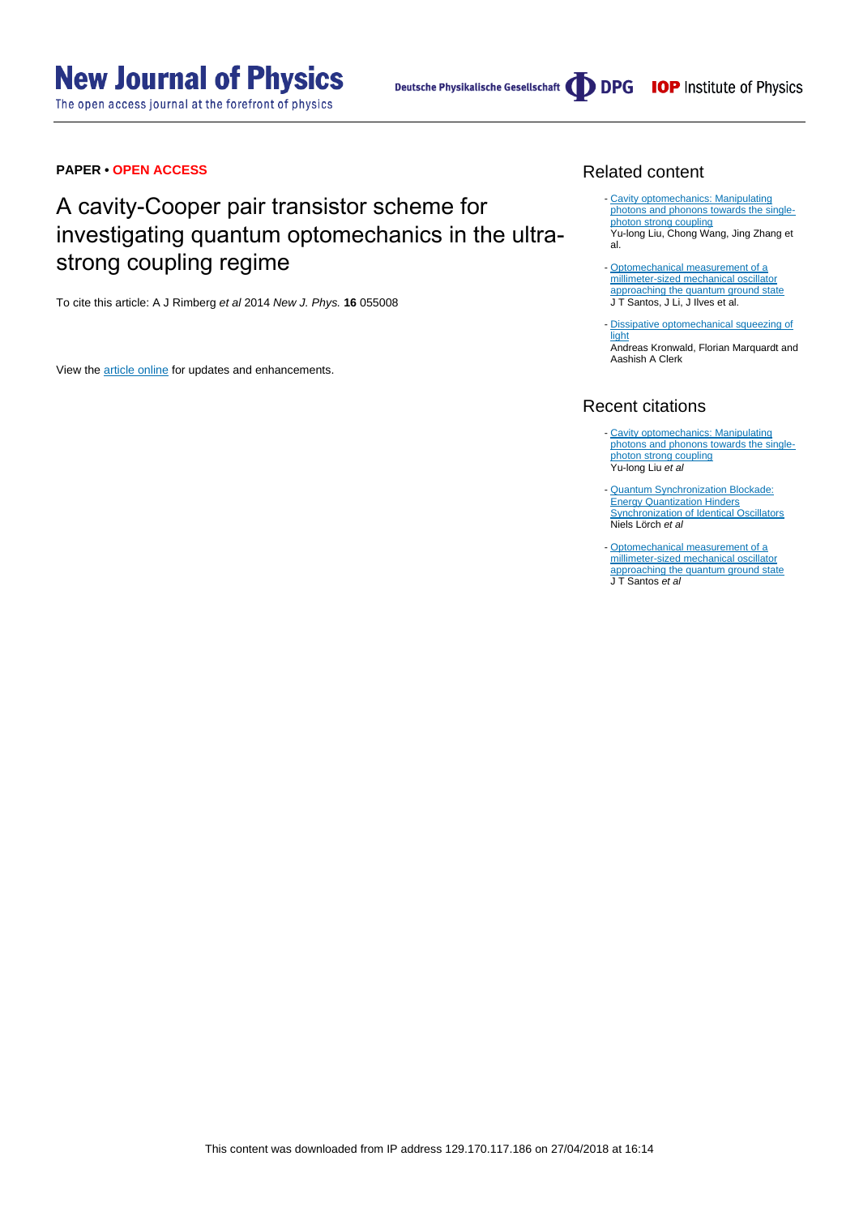**PAPER • OPEN ACCESS**

# A cavity-Cooper pair transistor scheme for investigating quantum optomechanics in the ultra-strong coupling regime

To cite this article: A J Rimberg *et al* 2014 *New J. Phys.* **16** 055008

View the article online for updates and enhancements.

## Related content

- Cavity optomechanics: Manipulating photons and phonons towards the single-photon strong coupling
Yu-long Liu, Chong Wang, Jing Zhang et al.

- Optomechanical measurement of a millimeter-sized mechanical oscillator approaching the quantum ground state
J T Santos, J Li, J Ilves et al.

- Dissipative optomechanical squeezing of light
Andreas Kronwald, Florian Marquardt and Aashish A Clerk

## Recent citations

- Cavity optomechanics: Manipulating photons and phonons towards the single-photon strong coupling
Yu-long Liu *et al*

- Quantum Synchronization Blockade: Energy Quantization Hinders Synchronization of Identical Oscillators
Niels Lörch *et al*

- Optomechanical measurement of a millimeter-sized mechanical oscillator approaching the quantum ground state
J T Santos *et al*

This content was downloaded from IP address 129.170.117.186 on 27/04/2018 at 16:14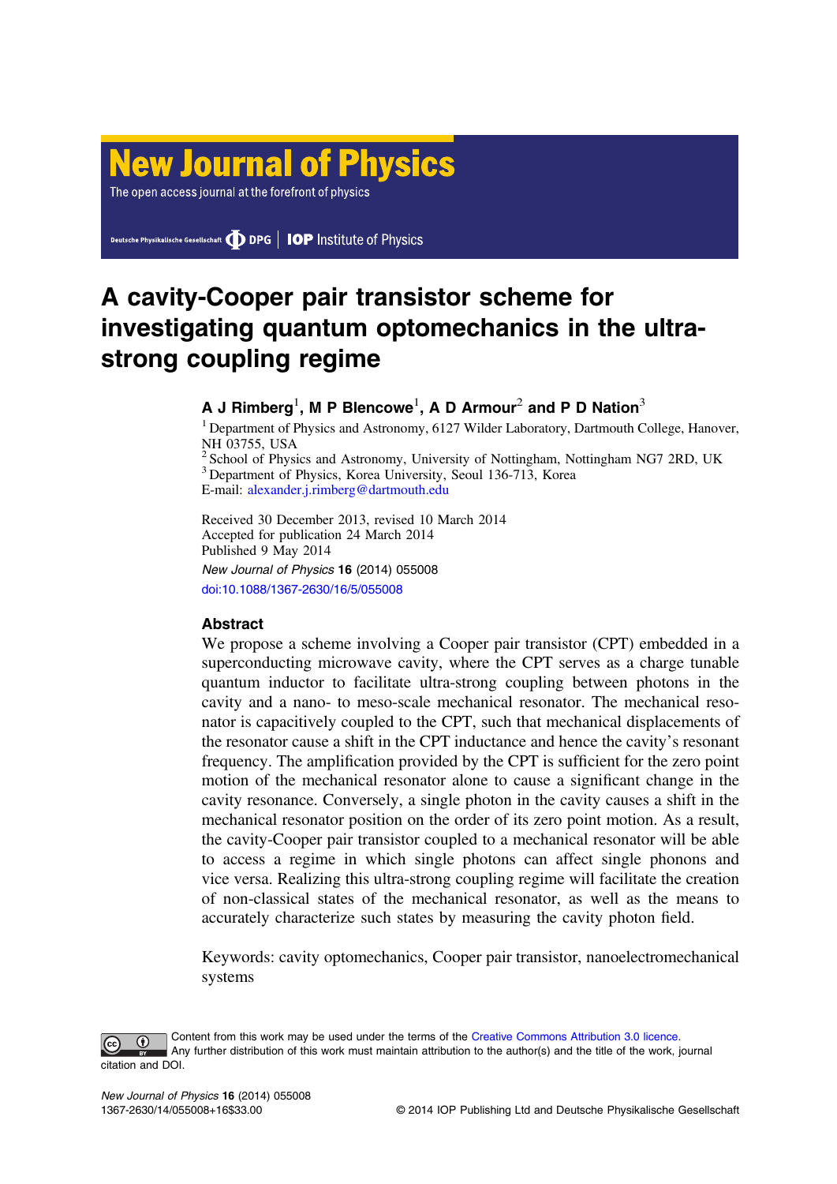# A cavity-Cooper pair transistor scheme for investigating quantum optomechanics in the ultra-strong coupling regime

**A J Rimberg**[1], **M P Blencowe**[1], **A D Armour**[2] **and P D Nation**[3]

[1] Department of Physics and Astronomy, 6127 Wilder Laboratory, Dartmouth College, Hanover, NH 03755, USA

[2] School of Physics and Astronomy, University of Nottingham, Nottingham NG7 2RD, UK

[3] Department of Physics, Korea University, Seoul 136-713, Korea

E-mail: alexander.j.rimberg@dartmouth.edu

Received 30 December 2013, revised 10 March 2014
Accepted for publication 24 March 2014
Published 9 May 2014

*New Journal of Physics* **16** (2014) 055008

doi:10.1088/1367-2630/16/5/055008

### Abstract

We propose a scheme involving a Cooper pair transistor (CPT) embedded in a superconducting microwave cavity, where the CPT serves as a charge tunable quantum inductor to facilitate ultra-strong coupling between photons in the cavity and a nano- to meso-scale mechanical resonator. The mechanical resonator is capacitively coupled to the CPT, such that mechanical displacements of the resonator cause a shift in the CPT inductance and hence the cavity's resonant frequency. The amplification provided by the CPT is sufficient for the zero point motion of the mechanical resonator alone to cause a significant change in the cavity resonance. Conversely, a single photon in the cavity causes a shift in the mechanical resonator position on the order of its zero point motion. As a result, the cavity-Cooper pair transistor coupled to a mechanical resonator will be able to access a regime in which single photons can affect single phonons and vice versa. Realizing this ultra-strong coupling regime will facilitate the creation of non-classical states of the mechanical resonator, as well as the means to accurately characterize such states by measuring the cavity photon field.

Keywords: cavity optomechanics, Cooper pair transistor, nanoelectromechanical systems

Content from this work may be used under the terms of the Creative Commons Attribution 3.0 licence. Any further distribution of this work must maintain attribution to the author(s) and the title of the work, journal citation and DOI.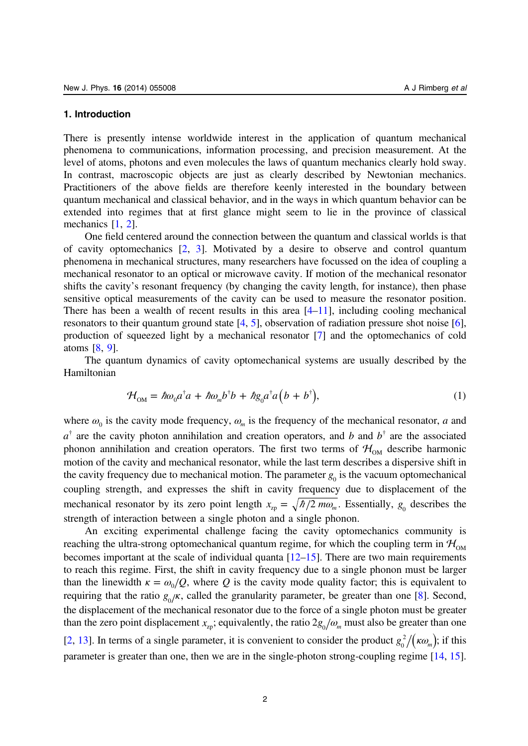## 1. Introduction

There is presently intense worldwide interest in the application of quantum mechanical phenomena to communications, information processing, and precision measurement. At the level of atoms, photons and even molecules the laws of quantum mechanics clearly hold sway. In contrast, macroscopic objects are just as clearly described by Newtonian mechanics. Practitioners of the above fields are therefore keenly interested in the boundary between quantum mechanical and classical behavior, and in the ways in which quantum behavior can be extended into regimes that at first glance might seem to lie in the province of classical mechanics [1, 2].

One field centered around the connection between the quantum and classical worlds is that of cavity optomechanics [2, 3]. Motivated by a desire to observe and control quantum phenomena in mechanical structures, many researchers have focussed on the idea of coupling a mechanical resonator to an optical or microwave cavity. If motion of the mechanical resonator shifts the cavity's resonant frequency (by changing the cavity length, for instance), then phase sensitive optical measurements of the cavity can be used to measure the resonator position. There has been a wealth of recent results in this area [4–11], including cooling mechanical resonators to their quantum ground state [4, 5], observation of radiation pressure shot noise [6], production of squeezed light by a mechanical resonator [7] and the optomechanics of cold atoms [8, 9].

The quantum dynamics of cavity optomechanical systems are usually described by the Hamiltonian

$$\mathcal{H}_{\mathrm{OM}} = \hbar\omega_0 a^\dagger a + \hbar\omega_m b^\dagger b + \hbar g_0 a^\dagger a\left(b + b^\dagger\right), \tag{1}$$

where $\omega_0$ is the cavity mode frequency, $\omega_m$ is the frequency of the mechanical resonator, $a$ and $a^\dagger$ are the cavity photon annihilation and creation operators, and $b$ and $b^\dagger$ are the associated phonon annihilation and creation operators. The first two terms of $\mathcal{H}_{\mathrm{OM}}$ describe harmonic motion of the cavity and mechanical resonator, while the last term describes a dispersive shift in the cavity frequency due to mechanical motion. The parameter $g_0$ is the vacuum optomechanical coupling strength, and expresses the shift in cavity frequency due to displacement of the mechanical resonator by its zero point length $x_{\mathrm{zp}} = \sqrt{\hbar/2\,m\omega_m}$. Essentially, $g_0$ describes the strength of interaction between a single photon and a single phonon.

An exciting experimental challenge facing the cavity optomechanics community is reaching the ultra-strong optomechanical quantum regime, for which the coupling term in $\mathcal{H}_{\mathrm{OM}}$ becomes important at the scale of individual quanta [12–15]. There are two main requirements to reach this regime. First, the shift in cavity frequency due to a single phonon must be larger than the linewidth $\kappa = \omega_0/Q$, where $Q$ is the cavity mode quality factor; this is equivalent to requiring that the ratio $g_0/\kappa$, called the granularity parameter, be greater than one [8]. Second, the displacement of the mechanical resonator due to the force of a single photon must be greater than the zero point displacement $x_{\mathrm{zp}}$; equivalently, the ratio $2g_0/\omega_m$ must also be greater than one [2, 13]. In terms of a single parameter, it is convenient to consider the product $g_0^2/\left(\kappa\omega_m\right)$; if this parameter is greater than one, then we are in the single-photon strong-coupling regime [14, 15].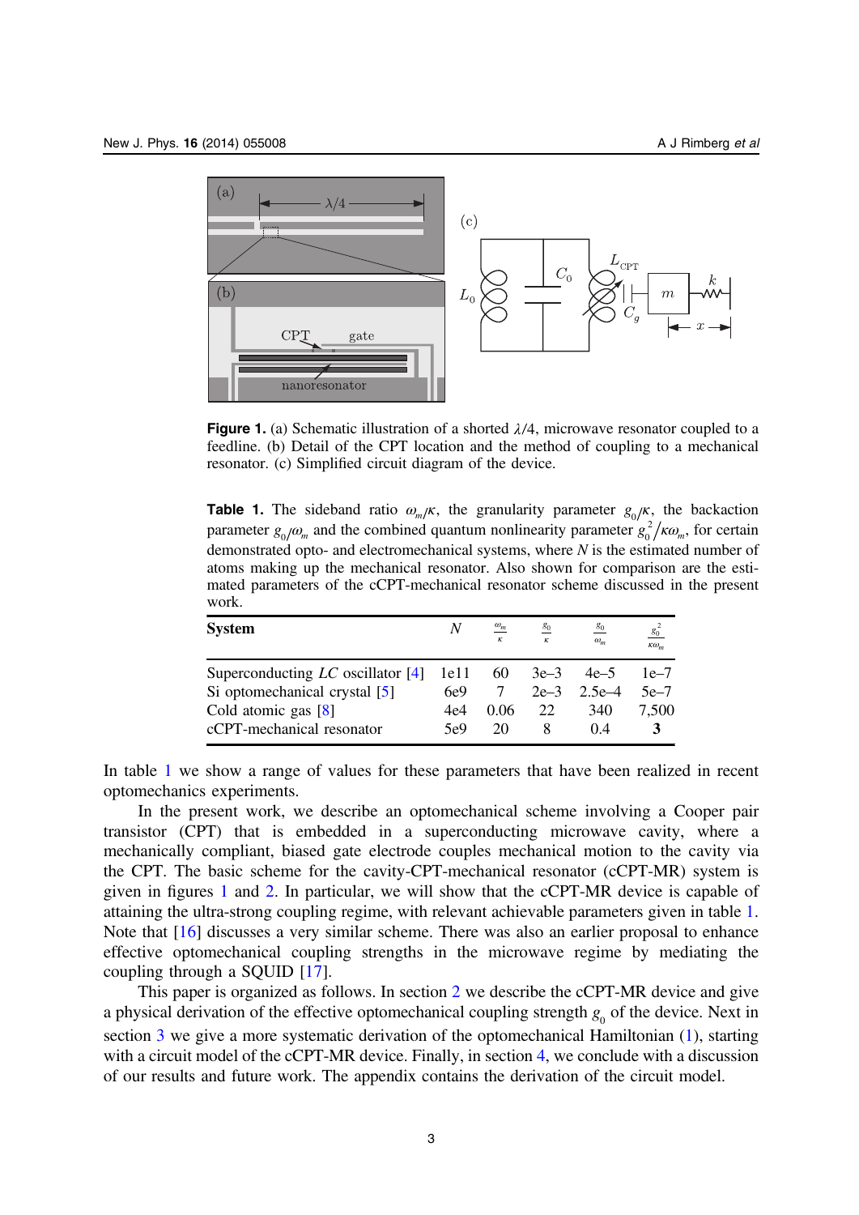**Figure 1.** (a) Schematic illustration of a shorted $\lambda/4$, microwave resonator coupled to a feedline. (b) Detail of the CPT location and the method of coupling to a mechanical resonator. (c) Simplified circuit diagram of the device.

**Table 1.** The sideband ratio $\omega_m/\kappa$, the granularity parameter $g_0/\kappa$, the backaction parameter $g_0/\omega_m$ and the combined quantum nonlinearity parameter $g_0^2/\kappa\omega_m$, for certain demonstrated opto- and electromechanical systems, where $N$ is the estimated number of atoms making up the mechanical resonator. Also shown for comparison are the estimated parameters of the cCPT-mechanical resonator scheme discussed in the present work.

| **System** | $N$ | $\frac{\omega_m}{\kappa}$ | $\frac{g_0}{\kappa}$ | $\frac{g_0}{\omega_m}$ | $\frac{g_0^2}{\kappa\omega_m}$ |
|---|---|---|---|---|---|
| Superconducting $LC$ oscillator [4] | 1e11 | 60 | 3e–3 | 4e–5 | 1e–7 |
| Si optomechanical crystal [5] | 6e9 | 7 | 2e–3 | 2.5e–4 | 5e–7 |
| Cold atomic gas [8] | 4e4 | 0.06 | 22 | 340 | 7,500 |
| cCPT-mechanical resonator | 5e9 | 20 | 8 | 0.4 | **3** |

In table 1 we show a range of values for these parameters that have been realized in recent optomechanics experiments.

In the present work, we describe an optomechanical scheme involving a Cooper pair transistor (CPT) that is embedded in a superconducting microwave cavity, where a mechanically compliant, biased gate electrode couples mechanical motion to the cavity via the CPT. The basic scheme for the cavity-CPT-mechanical resonator (cCPT-MR) system is given in figures 1 and 2. In particular, we will show that the cCPT-MR device is capable of attaining the ultra-strong coupling regime, with relevant achievable parameters given in table 1. Note that [16] discusses a very similar scheme. There was also an earlier proposal to enhance effective optomechanical coupling strengths in the microwave regime by mediating the coupling through a SQUID [17].

This paper is organized as follows. In section 2 we describe the cCPT-MR device and give a physical derivation of the effective optomechanical coupling strength $g_0$ of the device. Next in section 3 we give a more systematic derivation of the optomechanical Hamiltonian (1), starting with a circuit model of the cCPT-MR device. Finally, in section 4, we conclude with a discussion of our results and future work. The appendix contains the derivation of the circuit model.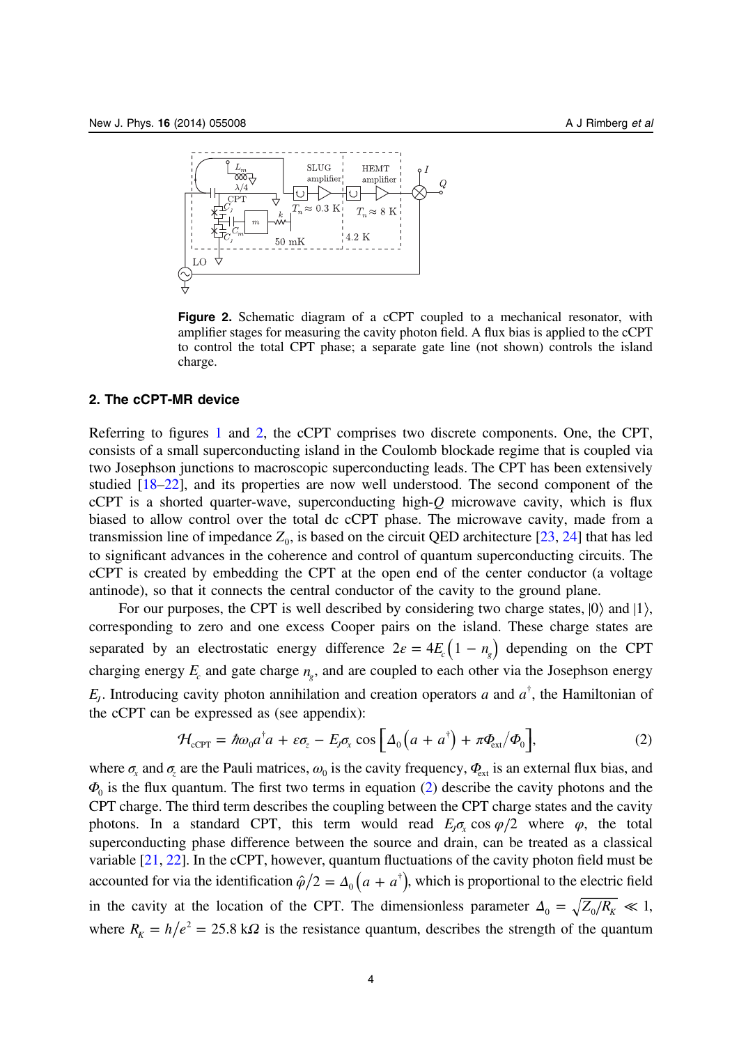**Figure 2.** Schematic diagram of a cCPT coupled to a mechanical resonator, with amplifier stages for measuring the cavity photon field. A flux bias is applied to the cCPT to control the total CPT phase; a separate gate line (not shown) controls the island charge.

## 2. The cCPT-MR device

Referring to figures 1 and 2, the cCPT comprises two discrete components. One, the CPT, consists of a small superconducting island in the Coulomb blockade regime that is coupled via two Josephson junctions to macroscopic superconducting leads. The CPT has been extensively studied [18–22], and its properties are now well understood. The second component of the cCPT is a shorted quarter-wave, superconducting high-$Q$ microwave cavity, which is flux biased to allow control over the total dc cCPT phase. The microwave cavity, made from a transmission line of impedance $Z_0$, is based on the circuit QED architecture [23, 24] that has led to significant advances in the coherence and control of quantum superconducting circuits. The cCPT is created by embedding the CPT at the open end of the center conductor (a voltage antinode), so that it connects the central conductor of the cavity to the ground plane.

For our purposes, the CPT is well described by considering two charge states, $|0\rangle$ and $|1\rangle$, corresponding to zero and one excess Cooper pairs on the island. These charge states are separated by an electrostatic energy difference $2\varepsilon = 4E_c\left(1 - n_g\right)$ depending on the CPT charging energy $E_c$ and gate charge $n_g$, and are coupled to each other via the Josephson energy $E_J$. Introducing cavity photon annihilation and creation operators $a$ and $a^\dagger$, the Hamiltonian of the cCPT can be expressed as (see appendix):

$$\mathcal{H}_{\text{cCPT}} = \hbar\omega_0 a^\dagger a + \varepsilon\sigma_z - E_J\sigma_x \cos\left[\Delta_0\left(a + a^\dagger\right) + \pi\Phi_{\text{ext}}/\Phi_0\right], \tag{2}$$

where $\sigma_x$ and $\sigma_z$ are the Pauli matrices, $\omega_0$ is the cavity frequency, $\Phi_{\text{ext}}$ is an external flux bias, and $\Phi_0$ is the flux quantum. The first two terms in equation (2) describe the cavity photons and the CPT charge. The third term describes the coupling between the CPT charge states and the cavity photons. In a standard CPT, this term would read $E_J\sigma_x \cos\varphi/2$ where $\varphi$, the total superconducting phase difference between the source and drain, can be treated as a classical variable [21, 22]. In the cCPT, however, quantum fluctuations of the cavity photon field must be accounted for via the identification $\hat{\varphi}/2 = \Delta_0\left(a + a^\dagger\right)$, which is proportional to the electric field in the cavity at the location of the CPT. The dimensionless parameter $\Delta_0 = \sqrt{Z_0/R_K} \ll 1$, where $R_K = h/e^2 = 25.8\ \text{k}\Omega$ is the resistance quantum, describes the strength of the quantum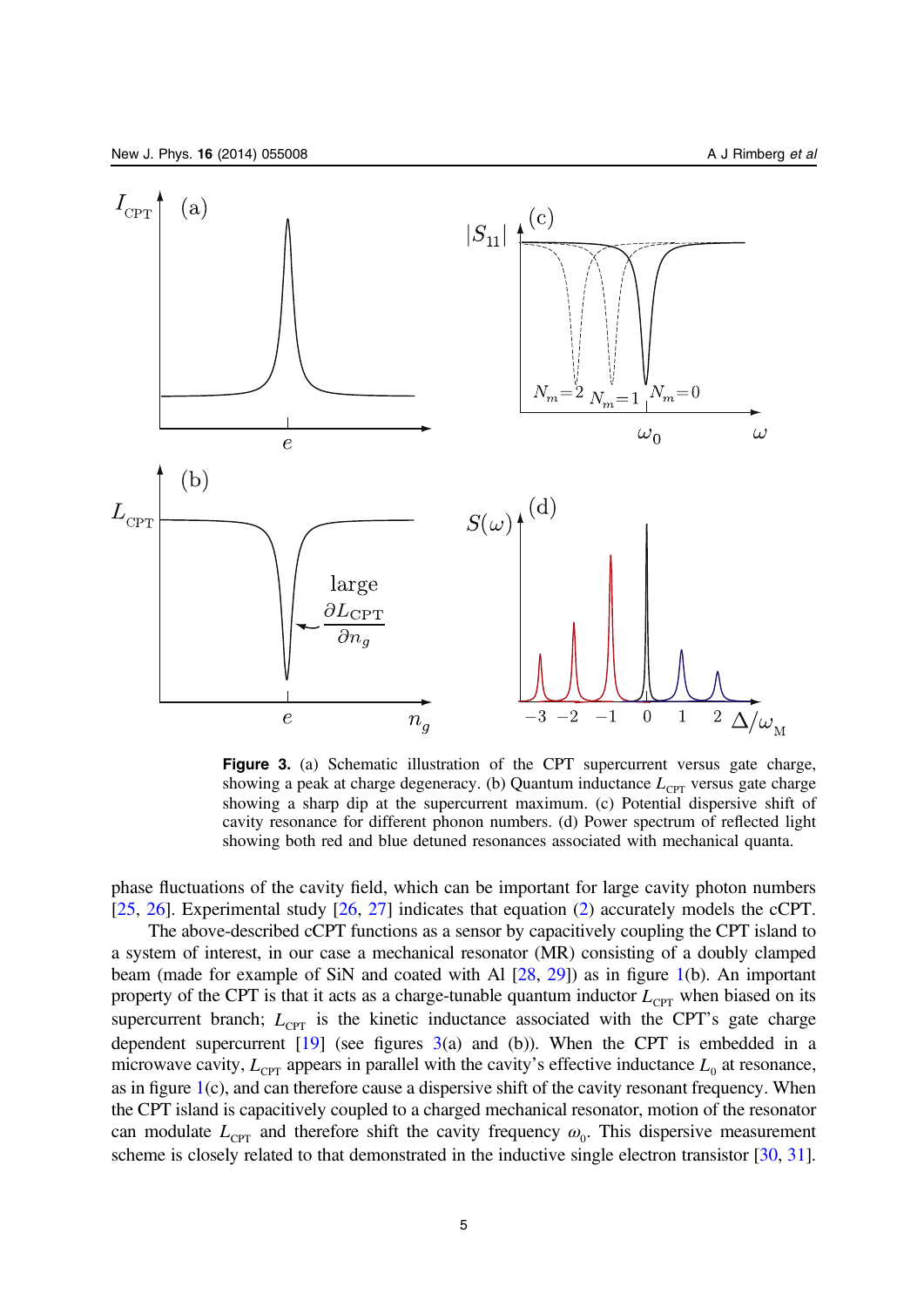**Figure 3.** (a) Schematic illustration of the CPT supercurrent versus gate charge, showing a peak at charge degeneracy. (b) Quantum inductance $L_{\mathrm{CPT}}$ versus gate charge showing a sharp dip at the supercurrent maximum. (c) Potential dispersive shift of cavity resonance for different phonon numbers. (d) Power spectrum of reflected light showing both red and blue detuned resonances associated with mechanical quanta.

phase fluctuations of the cavity field, which can be important for large cavity photon numbers [25, 26]. Experimental study [26, 27] indicates that equation (2) accurately models the cCPT.

The above-described cCPT functions as a sensor by capacitively coupling the CPT island to a system of interest, in our case a mechanical resonator (MR) consisting of a doubly clamped beam (made for example of SiN and coated with Al [28, 29]) as in figure 1(b). An important property of the CPT is that it acts as a charge-tunable quantum inductor $L_{\mathrm{CPT}}$ when biased on its supercurrent branch; $L_{\mathrm{CPT}}$ is the kinetic inductance associated with the CPT's gate charge dependent supercurrent [19] (see figures 3(a) and (b)). When the CPT is embedded in a microwave cavity, $L_{\mathrm{CPT}}$ appears in parallel with the cavity's effective inductance $L_0$ at resonance, as in figure 1(c), and can therefore cause a dispersive shift of the cavity resonant frequency. When the CPT island is capacitively coupled to a charged mechanical resonator, motion of the resonator can modulate $L_{\mathrm{CPT}}$ and therefore shift the cavity frequency $\omega_0$. This dispersive measurement scheme is closely related to that demonstrated in the inductive single electron transistor [30, 31].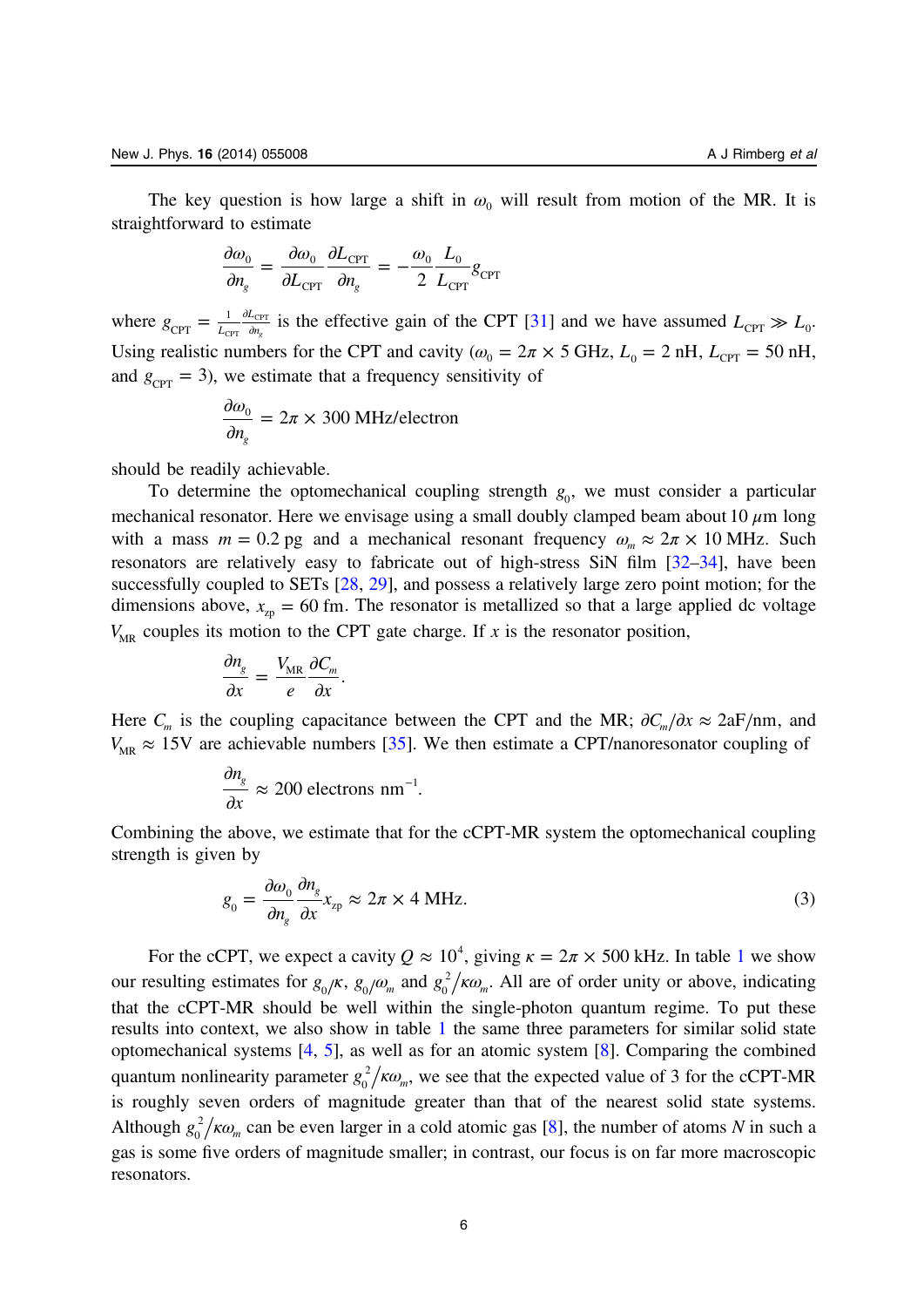The key question is how large a shift in $\omega_0$ will result from motion of the MR. It is straightforward to estimate

$$\frac{\partial \omega_0}{\partial n_g} = \frac{\partial \omega_0}{\partial L_{\mathrm{CPT}}} \frac{\partial L_{\mathrm{CPT}}}{\partial n_g} = -\frac{\omega_0}{2} \frac{L_0}{L_{\mathrm{CPT}}} g_{\mathrm{CPT}}$$

where $g_{\mathrm{CPT}} = \frac{1}{L_{\mathrm{CPT}}} \frac{\partial L_{\mathrm{CPT}}}{\partial n_g}$ is the effective gain of the CPT [31] and we have assumed $L_{\mathrm{CPT}} \gg L_0$. Using realistic numbers for the CPT and cavity ($\omega_0 = 2\pi \times 5$ GHz, $L_0 = 2$ nH, $L_{\mathrm{CPT}} = 50$ nH, and $g_{\mathrm{CPT}} = 3$), we estimate that a frequency sensitivity of

$$\frac{\partial \omega_0}{\partial n_g} = 2\pi \times 300 \text{ MHz/electron}$$

should be readily achievable.

To determine the optomechanical coupling strength $g_0$, we must consider a particular mechanical resonator. Here we envisage using a small doubly clamped beam about 10 $\mu$m long with a mass $m = 0.2$ pg and a mechanical resonant frequency $\omega_m \approx 2\pi \times 10$ MHz. Such resonators are relatively easy to fabricate out of high-stress SiN film [32–34], have been successfully coupled to SETs [28, 29], and possess a relatively large zero point motion; for the dimensions above, $x_{\mathrm{zp}} = 60$ fm. The resonator is metallized so that a large applied dc voltage $V_{\mathrm{MR}}$ couples its motion to the CPT gate charge. If $x$ is the resonator position,

$$\frac{\partial n_g}{\partial x} = \frac{V_{\mathrm{MR}}}{e} \frac{\partial C_m}{\partial x}.$$

Here $C_m$ is the coupling capacitance between the CPT and the MR; $\partial C_m/\partial x \approx 2\mathrm{aF/nm}$, and $V_{\mathrm{MR}} \approx 15\mathrm{V}$ are achievable numbers [35]. We then estimate a CPT/nanoresonator coupling of

$$\frac{\partial n_g}{\partial x} \approx 200 \text{ electrons nm}^{-1}.$$

Combining the above, we estimate that for the cCPT-MR system the optomechanical coupling strength is given by

$$g_0 = \frac{\partial \omega_0}{\partial n_g} \frac{\partial n_g}{\partial x} x_{\mathrm{zp}} \approx 2\pi \times 4 \text{ MHz}. \tag{3}$$

For the cCPT, we expect a cavity $Q \approx 10^4$, giving $\kappa = 2\pi \times 500$ kHz. In table 1 we show our resulting estimates for $g_0/\kappa$, $g_0/\omega_m$ and $g_0^2/\kappa\omega_m$. All are of order unity or above, indicating that the cCPT-MR should be well within the single-photon quantum regime. To put these results into context, we also show in table 1 the same three parameters for similar solid state optomechanical systems [4, 5], as well as for an atomic system [8]. Comparing the combined quantum nonlinearity parameter $g_0^2/\kappa\omega_m$, we see that the expected value of 3 for the cCPT-MR is roughly seven orders of magnitude greater than that of the nearest solid state systems. Although $g_0^2/\kappa\omega_m$ can be even larger in a cold atomic gas [8], the number of atoms $N$ in such a gas is some five orders of magnitude smaller; in contrast, our focus is on far more macroscopic resonators.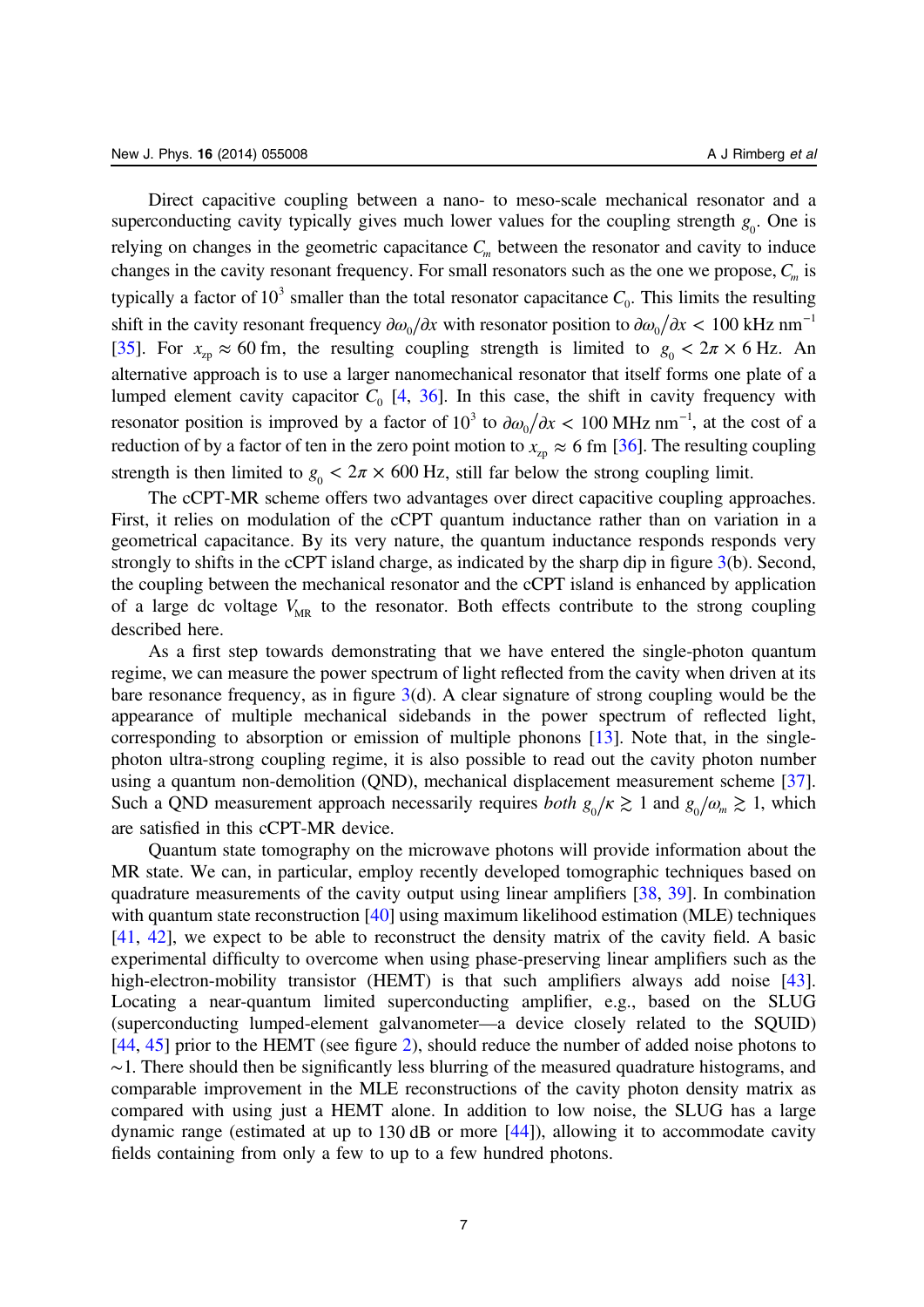Direct capacitive coupling between a nano- to meso-scale mechanical resonator and a superconducting cavity typically gives much lower values for the coupling strength $g_0$. One is relying on changes in the geometric capacitance $C_m$ between the resonator and cavity to induce changes in the cavity resonant frequency. For small resonators such as the one we propose, $C_m$ is typically a factor of $10^3$ smaller than the total resonator capacitance $C_0$. This limits the resulting shift in the cavity resonant frequency $\partial\omega_0/\partial x$ with resonator position to $\partial\omega_0/\partial x < 100\ \text{kHz nm}^{-1}$ [35]. For $x_{zp} \approx 60$ fm, the resulting coupling strength is limited to $g_0 < 2\pi \times 6$ Hz. An alternative approach is to use a larger nanomechanical resonator that itself forms one plate of a lumped element cavity capacitor $C_0$ [4, 36]. In this case, the shift in cavity frequency with resonator position is improved by a factor of $10^3$ to $\partial\omega_0/\partial x < 100\ \text{MHz nm}^{-1}$, at the cost of a reduction of by a factor of ten in the zero point motion to $x_{zp} \approx 6$ fm [36]. The resulting coupling strength is then limited to $g_0 < 2\pi \times 600$ Hz, still far below the strong coupling limit.

The cCPT-MR scheme offers two advantages over direct capacitive coupling approaches. First, it relies on modulation of the cCPT quantum inductance rather than on variation in a geometrical capacitance. By its very nature, the quantum inductance responds very strongly to shifts in the cCPT island charge, as indicated by the sharp dip in figure 3(b). Second, the coupling between the mechanical resonator and the cCPT island is enhanced by application of a large dc voltage $V_{MR}$ to the resonator. Both effects contribute to the strong coupling described here.

As a first step towards demonstrating that we have entered the single-photon quantum regime, we can measure the power spectrum of light reflected from the cavity when driven at its bare resonance frequency, as in figure 3(d). A clear signature of strong coupling would be the appearance of multiple mechanical sidebands in the power spectrum of reflected light, corresponding to absorption or emission of multiple phonons [13]. Note that, in the single-photon ultra-strong coupling regime, it is also possible to read out the cavity photon number using a quantum non-demolition (QND), mechanical displacement measurement scheme [37]. Such a QND measurement approach necessarily requires *both* $g_0/\kappa \gtrsim 1$ and $g_0/\omega_m \gtrsim 1$, which are satisfied in this cCPT-MR device.

Quantum state tomography on the microwave photons will provide information about the MR state. We can, in particular, employ recently developed tomographic techniques based on quadrature measurements of the cavity output using linear amplifiers [38, 39]. In combination with quantum state reconstruction [40] using maximum likelihood estimation (MLE) techniques [41, 42], we expect to be able to reconstruct the density matrix of the cavity field. A basic experimental difficulty to overcome when using phase-preserving linear amplifiers such as the high-electron-mobility transistor (HEMT) is that such amplifiers always add noise [43]. Locating a near-quantum limited superconducting amplifier, e.g., based on the SLUG (superconducting lumped-element galvanometer—a device closely related to the SQUID) [44, 45] prior to the HEMT (see figure 2), should reduce the number of added noise photons to $\sim$1. There should then be significantly less blurring of the measured quadrature histograms, and comparable improvement in the MLE reconstructions of the cavity photon density matrix as compared with using just a HEMT alone. In addition to low noise, the SLUG has a large dynamic range (estimated at up to 130 dB or more [44]), allowing it to accommodate cavity fields containing from only a few to up to a few hundred photons.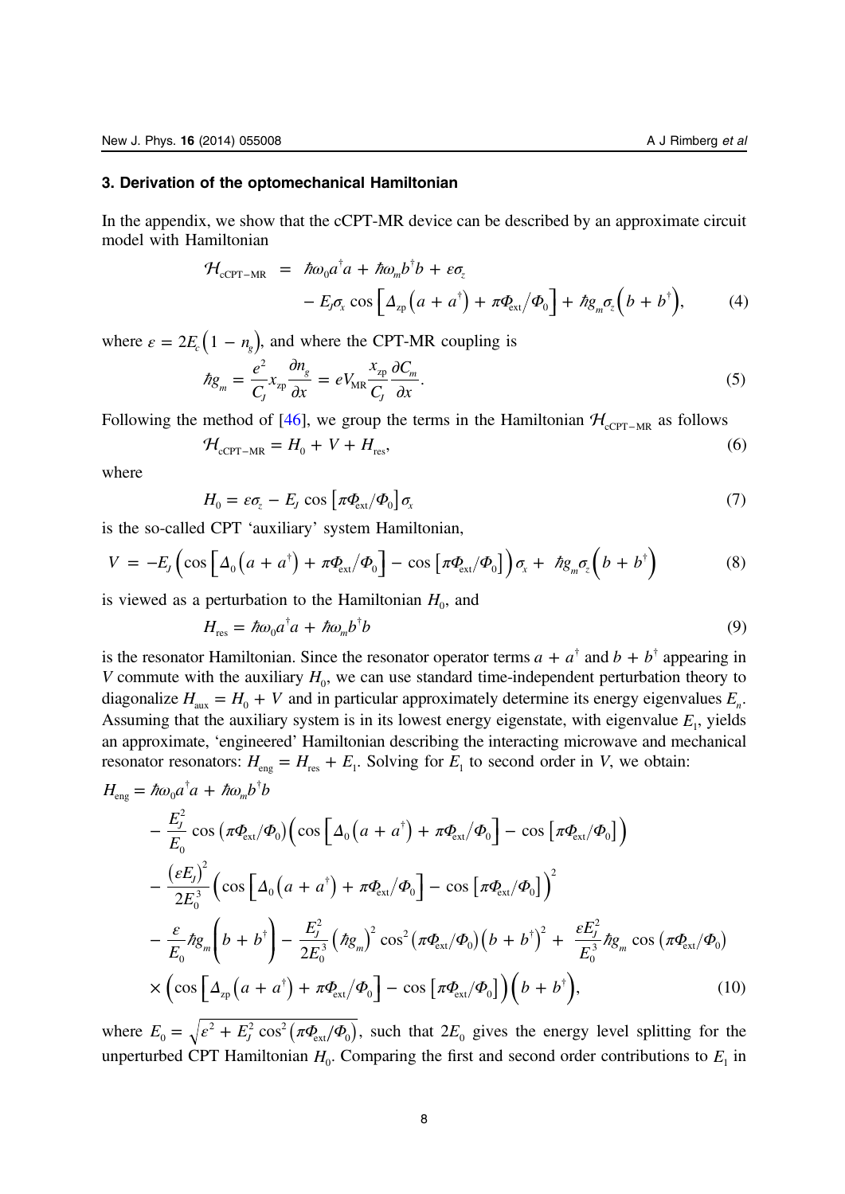### 3. Derivation of the optomechanical Hamiltonian

In the appendix, we show that the cCPT-MR device can be described by an approximate circuit model with Hamiltonian

$$\begin{aligned}\mathcal{H}_{\text{cCPT-MR}} &= \hbar\omega_0 a^\dagger a + \hbar\omega_m b^\dagger b + \varepsilon\sigma_z \\ &\quad - E_J\sigma_x \cos\left[\Delta_{\text{zp}}\left(a + a^\dagger\right) + \pi\Phi_{\text{ext}}/\Phi_0\right] + \hbar g_m \sigma_z\left(b + b^\dagger\right),\end{aligned} \tag{4}$$

where $\varepsilon = 2E_c\left(1 - n_g\right)$, and where the CPT-MR coupling is

$$\hbar g_m = \frac{e^2}{C_J} x_{\text{zp}} \frac{\partial n_g}{\partial x} = eV_{\text{MR}} \frac{x_{\text{zp}}}{C_J} \frac{\partial C_m}{\partial x}. \tag{5}$$

Following the method of [46], we group the terms in the Hamiltonian $\mathcal{H}_{\text{cCPT-MR}}$ as follows

$$\mathcal{H}_{\text{cCPT-MR}} = H_0 + V + H_{\text{res}}, \tag{6}$$

where

$$H_0 = \varepsilon\sigma_z - E_J \cos\left[\pi\Phi_{\text{ext}}/\Phi_0\right]\sigma_x \tag{7}$$

is the so-called CPT 'auxiliary' system Hamiltonian,

$$V = -E_J\left(\cos\left[\Delta_0\left(a + a^\dagger\right) + \pi\Phi_{\text{ext}}/\Phi_0\right] - \cos\left[\pi\Phi_{\text{ext}}/\Phi_0\right]\right)\sigma_x + \hbar g_m \sigma_z\left(b + b^\dagger\right) \tag{8}$$

is viewed as a perturbation to the Hamiltonian $H_0$, and

$$H_{\text{res}} = \hbar\omega_0 a^\dagger a + \hbar\omega_m b^\dagger b \tag{9}$$

is the resonator Hamiltonian. Since the resonator operator terms $a + a^\dagger$ and $b + b^\dagger$ appearing in $V$ commute with the auxiliary $H_0$, we can use standard time-independent perturbation theory to diagonalize $H_{\text{aux}} = H_0 + V$ and in particular approximately determine its energy eigenvalues $E_n$. Assuming that the auxiliary system is in its lowest energy eigenstate, with eigenvalue $E_1$, yields an approximate, 'engineered' Hamiltonian describing the interacting microwave and mechanical resonator resonators: $H_{\text{eng}} = H_{\text{res}} + E_1$. Solving for $E_1$ to second order in $V$, we obtain:

$$\begin{aligned}H_{\text{eng}} &= \hbar\omega_0 a^\dagger a + \hbar\omega_m b^\dagger b \\ &\quad - \frac{E_J^2}{E_0}\cos\left(\pi\Phi_{\text{ext}}/\Phi_0\right)\left(\cos\left[\Delta_0\left(a + a^\dagger\right) + \pi\Phi_{\text{ext}}/\Phi_0\right] - \cos\left[\pi\Phi_{\text{ext}}/\Phi_0\right]\right) \\ &\quad - \frac{\left(\varepsilon E_J\right)^2}{2E_0^3}\left(\cos\left[\Delta_0\left(a + a^\dagger\right) + \pi\Phi_{\text{ext}}/\Phi_0\right] - \cos\left[\pi\Phi_{\text{ext}}/\Phi_0\right]\right)^2 \\ &\quad - \frac{\varepsilon}{E_0}\hbar g_m\left(b + b^\dagger\right) - \frac{E_J^2}{2E_0^3}\left(\hbar g_m\right)^2\cos^2\left(\pi\Phi_{\text{ext}}/\Phi_0\right)\left(b + b^\dagger\right)^2 + \frac{\varepsilon E_J^2}{E_0^3}\hbar g_m \cos\left(\pi\Phi_{\text{ext}}/\Phi_0\right) \\ &\quad \times\left(\cos\left[\Delta_{\text{zp}}\left(a + a^\dagger\right) + \pi\Phi_{\text{ext}}/\Phi_0\right] - \cos\left[\pi\Phi_{\text{ext}}/\Phi_0\right]\right)\left(b + b^\dagger\right),\end{aligned} \tag{10}$$

where $E_0 = \sqrt{\varepsilon^2 + E_J^2\cos^2\left(\pi\Phi_{\text{ext}}/\Phi_0\right)}$, such that $2E_0$ gives the energy level splitting for the unperturbed CPT Hamiltonian $H_0$. Comparing the first and second order contributions to $E_1$ in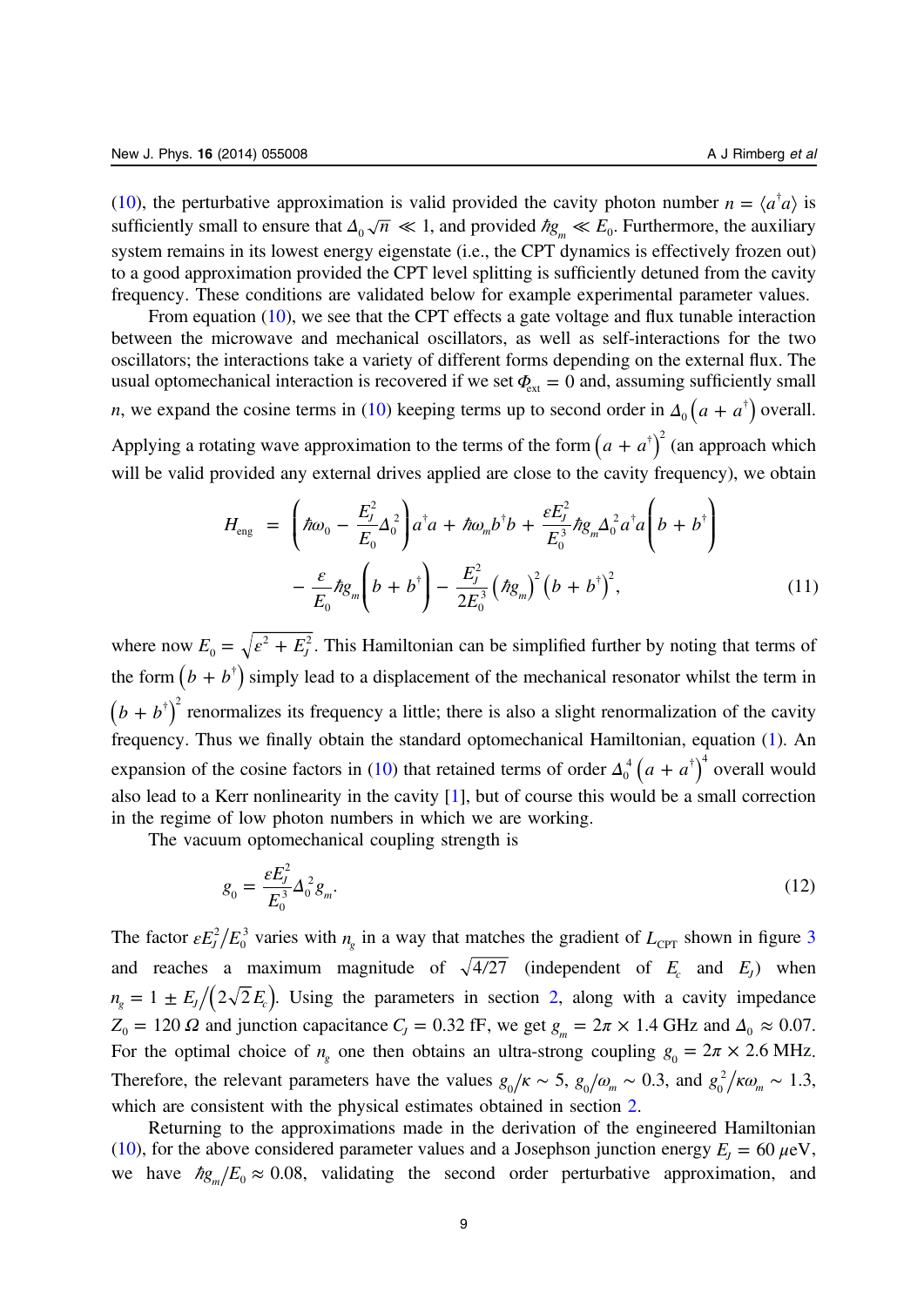(10), the perturbative approximation is valid provided the cavity photon number $n = \langle a^\dagger a \rangle$ is sufficiently small to ensure that $\Delta_0 \sqrt{n} \ll 1$, and provided $\hbar g_m \ll E_0$. Furthermore, the auxiliary system remains in its lowest energy eigenstate (i.e., the CPT dynamics is effectively frozen out) to a good approximation provided the CPT level splitting is sufficiently detuned from the cavity frequency. These conditions are validated below for example experimental parameter values.

From equation (10), we see that the CPT effects a gate voltage and flux tunable interaction between the microwave and mechanical oscillators, as well as self-interactions for the two oscillators; the interactions take a variety of different forms depending on the external flux. The usual optomechanical interaction is recovered if we set $\Phi_{\text{ext}} = 0$ and, assuming sufficiently small $n$, we expand the cosine terms in (10) keeping terms up to second order in $\Delta_0 \left( a + a^\dagger \right)$ overall. Applying a rotating wave approximation to the terms of the form $\left( a + a^\dagger \right)^2$ (an approach which will be valid provided any external drives applied are close to the cavity frequency), we obtain

$$
\begin{aligned}
H_{\text{eng}} &= \left( \hbar\omega_0 - \frac{E_J^2}{E_0} \Delta_0^2 \right) a^\dagger a + \hbar\omega_m b^\dagger b + \frac{\varepsilon E_J^2}{E_0^3} \hbar g_m \Delta_0^2 a^\dagger a \left( b + b^\dagger \right) \\
&\quad - \frac{\varepsilon}{E_0} \hbar g_m \left( b + b^\dagger \right) - \frac{E_J^2}{2E_0^3} \left( \hbar g_m \right)^2 \left( b + b^\dagger \right)^2,
\end{aligned} \tag{11}
$$

where now $E_0 = \sqrt{\varepsilon^2 + E_J^2}$. This Hamiltonian can be simplified further by noting that terms of the form $\left( b + b^\dagger \right)$ simply lead to a displacement of the mechanical resonator whilst the term in $\left( b + b^\dagger \right)^2$ renormalizes its frequency a little; there is also a slight renormalization of the cavity frequency. Thus we finally obtain the standard optomechanical Hamiltonian, equation (1). An expansion of the cosine factors in (10) that retained terms of order $\Delta_0^4 \left( a + a^\dagger \right)^4$ overall would also lead to a Kerr nonlinearity in the cavity [1], but of course this would be a small correction in the regime of low photon numbers in which we are working.

The vacuum optomechanical coupling strength is

$$
g_0 = \frac{\varepsilon E_J^2}{E_0^3} \Delta_0^2 g_m. \tag{12}
$$

The factor $\varepsilon E_J^2 / E_0^3$ varies with $n_g$ in a way that matches the gradient of $L_{\text{CPT}}$ shown in figure 3 and reaches a maximum magnitude of $\sqrt{4/27}$ (independent of $E_c$ and $E_J$) when $n_g = 1 \pm E_J / \left( 2\sqrt{2} E_c \right)$. Using the parameters in section 2, along with a cavity impedance $Z_0 = 120\ \Omega$ and junction capacitance $C_J = 0.32$ fF, we get $g_m = 2\pi \times 1.4$ GHz and $\Delta_0 \approx 0.07$. For the optimal choice of $n_g$ one then obtains an ultra-strong coupling $g_0 = 2\pi \times 2.6$ MHz. Therefore, the relevant parameters have the values $g_0/\kappa \sim 5$, $g_0/\omega_m \sim 0.3$, and $g_0^2/\kappa\omega_m \sim 1.3$, which are consistent with the physical estimates obtained in section 2.

Returning to the approximations made in the derivation of the engineered Hamiltonian (10), for the above considered parameter values and a Josephson junction energy $E_J = 60\ \mu$eV, we have $\hbar g_m / E_0 \approx 0.08$, validating the second order perturbative approximation, and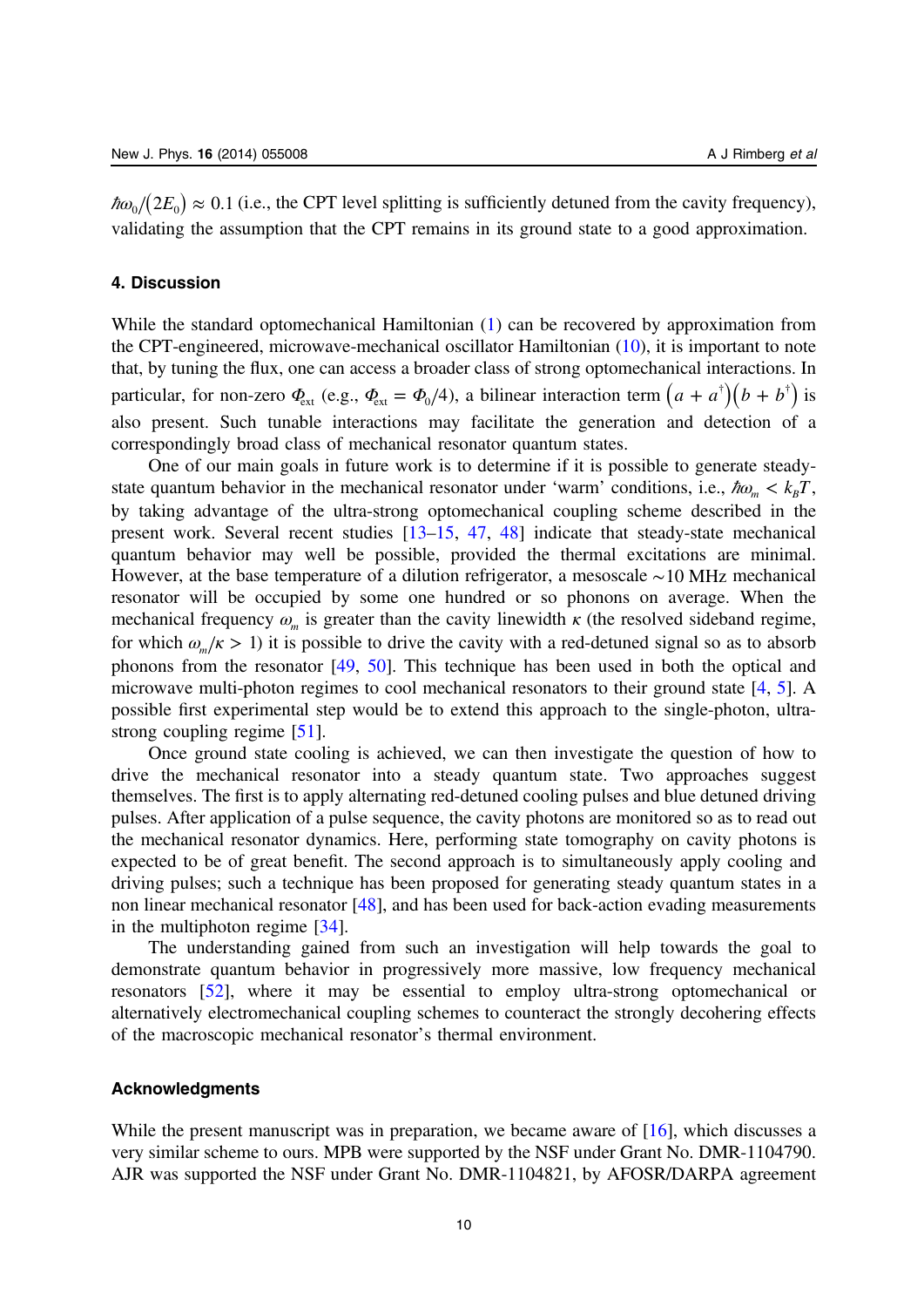$\hbar\omega_0/(2E_0) \approx 0.1$ (i.e., the CPT level splitting is sufficiently detuned from the cavity frequency), validating the assumption that the CPT remains in its ground state to a good approximation.

## 4. Discussion

While the standard optomechanical Hamiltonian (1) can be recovered by approximation from the CPT-engineered, microwave-mechanical oscillator Hamiltonian (10), it is important to note that, by tuning the flux, one can access a broader class of strong optomechanical interactions. In particular, for non-zero $\Phi_{\rm ext}$ (e.g., $\Phi_{\rm ext} = \Phi_0/4$), a bilinear interaction term $\left(a + a^\dagger\right)\left(b + b^\dagger\right)$ is also present. Such tunable interactions may facilitate the generation and detection of a correspondingly broad class of mechanical resonator quantum states.

One of our main goals in future work is to determine if it is possible to generate steady-state quantum behavior in the mechanical resonator under 'warm' conditions, i.e., $\hbar\omega_m < k_B T$, by taking advantage of the ultra-strong optomechanical coupling scheme described in the present work. Several recent studies [13–15, 47, 48] indicate that steady-state mechanical quantum behavior may well be possible, provided the thermal excitations are minimal. However, at the base temperature of a dilution refrigerator, a mesoscale $\sim$10 MHz mechanical resonator will be occupied by some one hundred or so phonons on average. When the mechanical frequency $\omega_m$ is greater than the cavity linewidth $\kappa$ (the resolved sideband regime, for which $\omega_m/\kappa > 1$) it is possible to drive the cavity with a red-detuned signal so as to absorb phonons from the resonator [49, 50]. This technique has been used in both the optical and microwave multi-photon regimes to cool mechanical resonators to their ground state [4, 5]. A possible first experimental step would be to extend this approach to the single-photon, ultra-strong coupling regime [51].

Once ground state cooling is achieved, we can then investigate the question of how to drive the mechanical resonator into a steady quantum state. Two approaches suggest themselves. The first is to apply alternating red-detuned cooling pulses and blue detuned driving pulses. After application of a pulse sequence, the cavity photons are monitored so as to read out the mechanical resonator dynamics. Here, performing state tomography on cavity photons is expected to be of great benefit. The second approach is to simultaneously apply cooling and driving pulses; such a technique has been proposed for generating steady quantum states in a non linear mechanical resonator [48], and has been used for back-action evading measurements in the multiphoton regime [34].

The understanding gained from such an investigation will help towards the goal to demonstrate quantum behavior in progressively more massive, low frequency mechanical resonators [52], where it may be essential to employ ultra-strong optomechanical or alternatively electromechanical coupling schemes to counteract the strongly decohering effects of the macroscopic mechanical resonator's thermal environment.

## Acknowledgments

While the present manuscript was in preparation, we became aware of [16], which discusses a very similar scheme to ours. MPB were supported by the NSF under Grant No. DMR-1104790. AJR was supported the NSF under Grant No. DMR-1104821, by AFOSR/DARPA agreement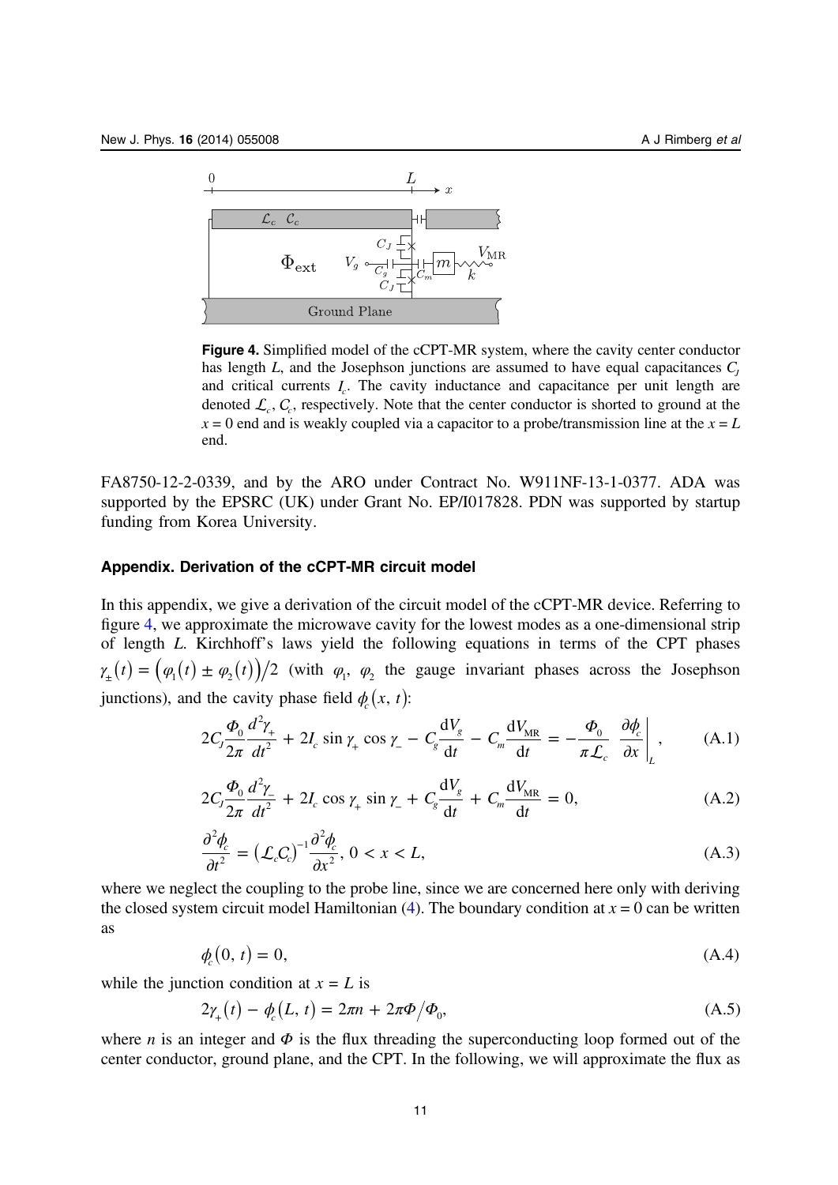**Figure 4.** Simplified model of the cCPT-MR system, where the cavity center conductor has length $L$, and the Josephson junctions are assumed to have equal capacitances $C_J$ and critical currents $I_c$. The cavity inductance and capacitance per unit length are denoted $\mathcal{L}_c$, $\mathcal{C}_c$, respectively. Note that the center conductor is shorted to ground at the $x = 0$ end and is weakly coupled via a capacitor to a probe/transmission line at the $x = L$ end.

FA8750-12-2-0339, and by the ARO under Contract No. W911NF-13-1-0377. ADA was supported by the EPSRC (UK) under Grant No. EP/I017828. PDN was supported by startup funding from Korea University.

## Appendix. Derivation of the cCPT-MR circuit model

In this appendix, we give a derivation of the circuit model of the cCPT-MR device. Referring to figure 4, we approximate the microwave cavity for the lowest modes as a one-dimensional strip of length $L$. Kirchhoff's laws yield the following equations in terms of the CPT phases $\gamma_\pm(t) = \left(\varphi_1(t) \pm \varphi_2(t)\right)/2$ (with $\varphi_1$, $\varphi_2$ the gauge invariant phases across the Josephson junctions), and the cavity phase field $\phi_c(x, t)$:

$$2C_J \frac{\Phi_0}{2\pi} \frac{d^2\gamma_+}{dt^2} + 2I_c \sin\gamma_+ \cos\gamma_- - C_g \frac{\mathrm{d}V_g}{\mathrm{d}t} - C_m \frac{\mathrm{d}V_{\mathrm{MR}}}{\mathrm{d}t} = -\frac{\Phi_0}{\pi \mathcal{L}_c} \left.\frac{\partial \phi_c}{\partial x}\right|_L, \tag{A.1}$$

$$2C_J \frac{\Phi_0}{2\pi} \frac{d^2\gamma_-}{dt^2} + 2I_c \cos\gamma_+ \sin\gamma_- + C_g \frac{\mathrm{d}V_g}{\mathrm{d}t} + C_m \frac{\mathrm{d}V_{\mathrm{MR}}}{\mathrm{d}t} = 0, \tag{A.2}$$

$$\frac{\partial^2 \phi_c}{\partial t^2} = \left(\mathcal{L}_c \mathcal{C}_c\right)^{-1} \frac{\partial^2 \phi_c}{\partial x^2},\ 0 < x < L, \tag{A.3}$$

where we neglect the coupling to the probe line, since we are concerned here only with deriving the closed system circuit model Hamiltonian (4). The boundary condition at $x = 0$ can be written as

$$\phi_c(0, t) = 0, \tag{A.4}$$

while the junction condition at $x = L$ is

$$2\gamma_+(t) - \phi_c(L, t) = 2\pi n + 2\pi \Phi / \Phi_0, \tag{A.5}$$

where $n$ is an integer and $\Phi$ is the flux threading the superconducting loop formed out of the center conductor, ground plane, and the CPT. In the following, we will approximate the flux as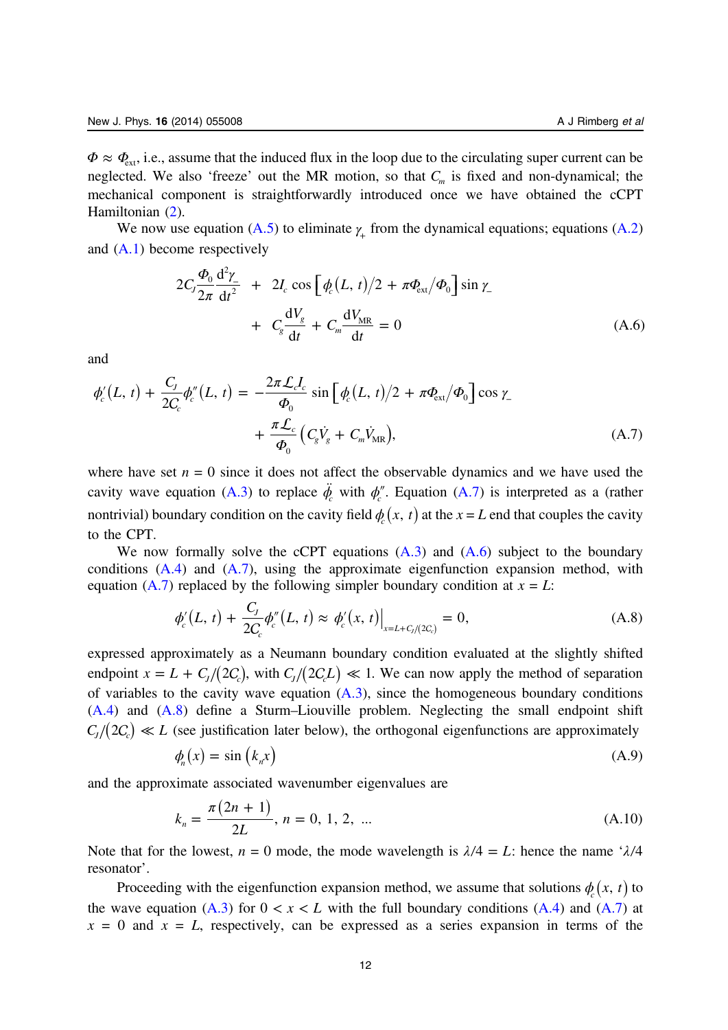$\Phi \approx \Phi_{\text{ext}}$, i.e., assume that the induced flux in the loop due to the circulating super current can be neglected. We also 'freeze' out the MR motion, so that $C_m$ is fixed and non-dynamical; the mechanical component is straightforwardly introduced once we have obtained the cCPT Hamiltonian (2).

We now use equation (A.5) to eliminate $\gamma_+$ from the dynamical equations; equations (A.2) and (A.1) become respectively

$$2C_J \frac{\Phi_0}{2\pi} \frac{\mathrm{d}^2 \gamma_-}{\mathrm{d}t^2} + 2I_c \cos\left[\phi_c(L, t)/2 + \pi\Phi_{\text{ext}}/\Phi_0\right] \sin\gamma_- + C_g \frac{\mathrm{d}V_g}{\mathrm{d}t} + C_m \frac{\mathrm{d}V_{\text{MR}}}{\mathrm{d}t} = 0 \tag{A.6}$$

and

$$\phi_c'(L, t) + \frac{C_J}{2C_c}\phi_c''(L, t) = -\frac{2\pi\mathcal{L}_c I_c}{\Phi_0} \sin\left[\phi_c(L, t)/2 + \pi\Phi_{\text{ext}}/\Phi_0\right] \cos\gamma_- + \frac{\pi\mathcal{L}_c}{\Phi_0}\left(C_g \dot{V}_g + C_m \dot{V}_{\text{MR}}\right), \tag{A.7}$$

where have set $n = 0$ since it does not affect the observable dynamics and we have used the cavity wave equation (A.3) to replace $\ddot{\phi}_c$ with $\phi_c''$. Equation (A.7) is interpreted as a (rather nontrivial) boundary condition on the cavity field $\phi_c(x, t)$ at the $x = L$ end that couples the cavity to the CPT.

We now formally solve the cCPT equations (A.3) and (A.6) subject to the boundary conditions (A.4) and (A.7), using the approximate eigenfunction expansion method, with equation (A.7) replaced by the following simpler boundary condition at $x = L$:

$$\phi_c'(L, t) + \frac{C_J}{2C_c}\phi_c''(L, t) \approx \phi_c'(x, t)\Big|_{x = L + C_J/(2C_c)} = 0, \tag{A.8}$$

expressed approximately as a Neumann boundary condition evaluated at the slightly shifted endpoint $x = L + C_J/(2C_c)$, with $C_J/(2C_c L) \ll 1$. We can now apply the method of separation of variables to the cavity wave equation (A.3), since the homogeneous boundary conditions (A.4) and (A.8) define a Sturm–Liouville problem. Neglecting the small endpoint shift $C_J/(2C_c) \ll L$ (see justification later below), the orthogonal eigenfunctions are approximately

$$\phi_n(x) = \sin\left(k_n x\right) \tag{A.9}$$

and the approximate associated wavenumber eigenvalues are

$$k_n = \frac{\pi(2n + 1)}{2L}, \; n = 0, 1, 2, \ldots \tag{A.10}$$

Note that for the lowest, $n = 0$ mode, the mode wavelength is $\lambda/4 = L$: hence the name '$\lambda/4$ resonator'.

Proceeding with the eigenfunction expansion method, we assume that solutions $\phi_c(x, t)$ to the wave equation (A.3) for $0 < x < L$ with the full boundary conditions (A.4) and (A.7) at $x = 0$ and $x = L$, respectively, can be expressed as a series expansion in terms of the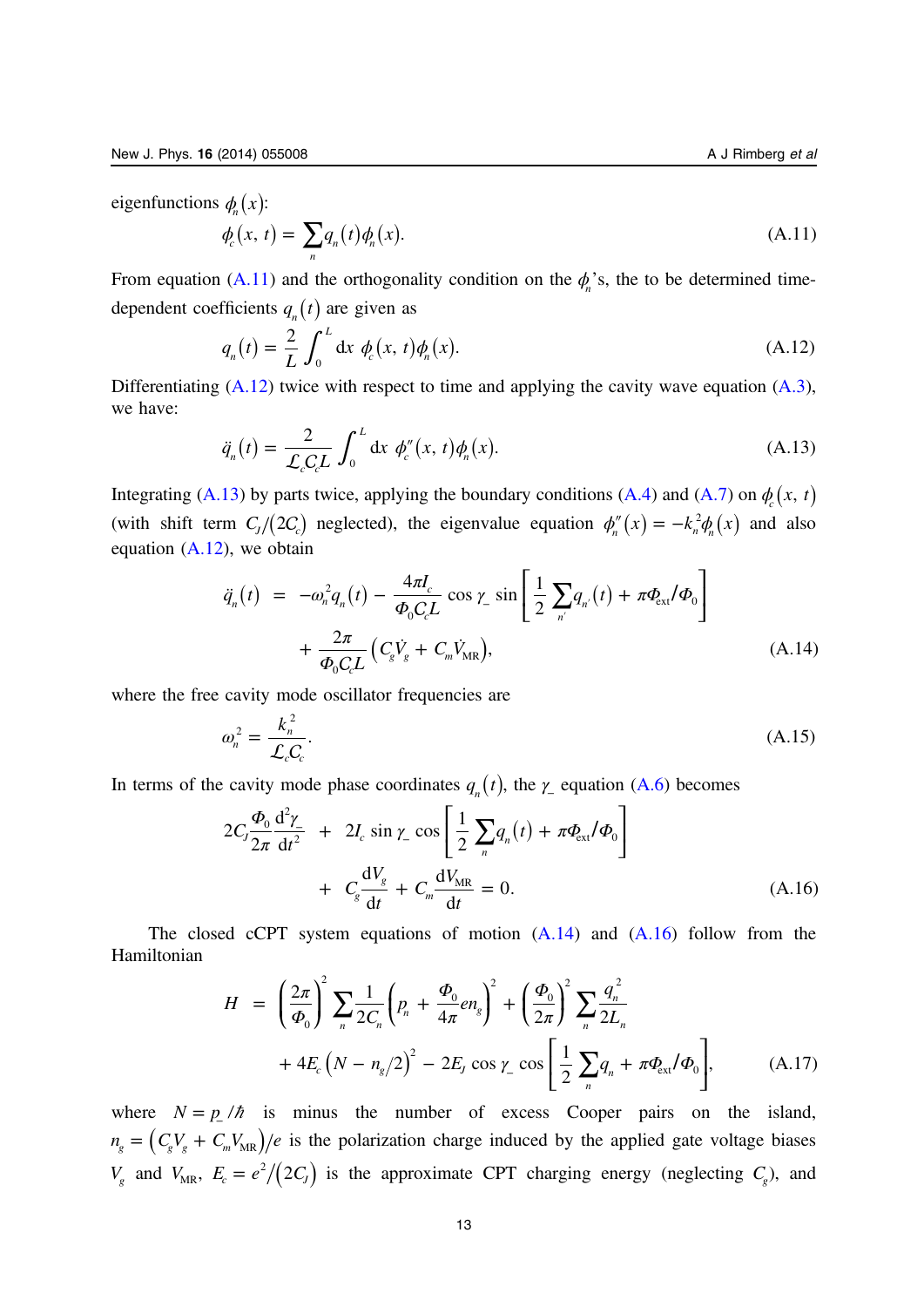eigenfunctions $\phi_n(x)$:

$$\phi_c(x, t) = \sum_n q_n(t)\phi_n(x). \tag{A.11}$$

From equation (A.11) and the orthogonality condition on the $\phi_n$'s, the to be determined time-dependent coefficients $q_n(t)$ are given as

$$q_n(t) = \frac{2}{L}\int_0^L \mathrm{d}x\ \phi_c(x, t)\phi_n(x). \tag{A.12}$$

Differentiating (A.12) twice with respect to time and applying the cavity wave equation (A.3), we have:

$$\ddot{q}_n(t) = \frac{2}{\mathcal{L}_c C_c L}\int_0^L \mathrm{d}x\ \phi_c''(x, t)\phi_n(x). \tag{A.13}$$

Integrating (A.13) by parts twice, applying the boundary conditions (A.4) and (A.7) on $\phi_c(x, t)$ (with shift term $C_J/(2C_c)$ neglected), the eigenvalue equation $\phi_n''(x) = -k_n^2\phi_n(x)$ and also equation (A.12), we obtain

$$\begin{aligned}\ddot{q}_n(t) \ &= \ -\omega_n^2 q_n(t) - \frac{4\pi I_c}{\Phi_0 C_c L}\cos\gamma_-\ \sin\left[\frac{1}{2}\sum_{n'} q_{n'}(t) + \pi\Phi_{\mathrm{ext}}/\Phi_0\right] \\ &\quad + \frac{2\pi}{\Phi_0 C_c L}\left(C_g\dot{V}_g + C_m\dot{V}_{\mathrm{MR}}\right),\end{aligned} \tag{A.14}$$

where the free cavity mode oscillator frequencies are

$$\omega_n^2 = \frac{k_n^2}{\mathcal{L}_c C_c}. \tag{A.15}$$

In terms of the cavity mode phase coordinates $q_n(t)$, the $\gamma_-$ equation (A.6) becomes

$$\begin{aligned}2C_J\frac{\Phi_0}{2\pi}\frac{\mathrm{d}^2\gamma_-}{\mathrm{d}t^2} \ &+ \ 2I_c\sin\gamma_-\cos\left[\frac{1}{2}\sum_n q_n(t) + \pi\Phi_{\mathrm{ext}}/\Phi_0\right] \\ &+ \ C_g\frac{\mathrm{d}V_g}{\mathrm{d}t} + C_m\frac{\mathrm{d}V_{\mathrm{MR}}}{\mathrm{d}t} = 0.\end{aligned} \tag{A.16}$$

The closed cCPT system equations of motion (A.14) and (A.16) follow from the Hamiltonian

$$\begin{aligned}H \ &= \ \left(\frac{2\pi}{\Phi_0}\right)^2\sum_n\frac{1}{2C_n}\left(p_n + \frac{\Phi_0}{4\pi}en_g\right)^2 + \left(\frac{\Phi_0}{2\pi}\right)^2\sum_n\frac{q_n^2}{2L_n} \\ &\quad + 4E_c\left(N - n_g/2\right)^2 - 2E_J\cos\gamma_-\ \cos\left[\frac{1}{2}\sum_n q_n + \pi\Phi_{\mathrm{ext}}/\Phi_0\right],\end{aligned} \tag{A.17}$$

where $N = p_-/\hbar$ is minus the number of excess Cooper pairs on the island, $n_g = \left(C_gV_g + C_mV_{\mathrm{MR}}\right)/e$ is the polarization charge induced by the applied gate voltage biases $V_g$ and $V_{\mathrm{MR}}$, $E_c = e^2/(2C_J)$ is the approximate CPT charging energy (neglecting $C_g$), and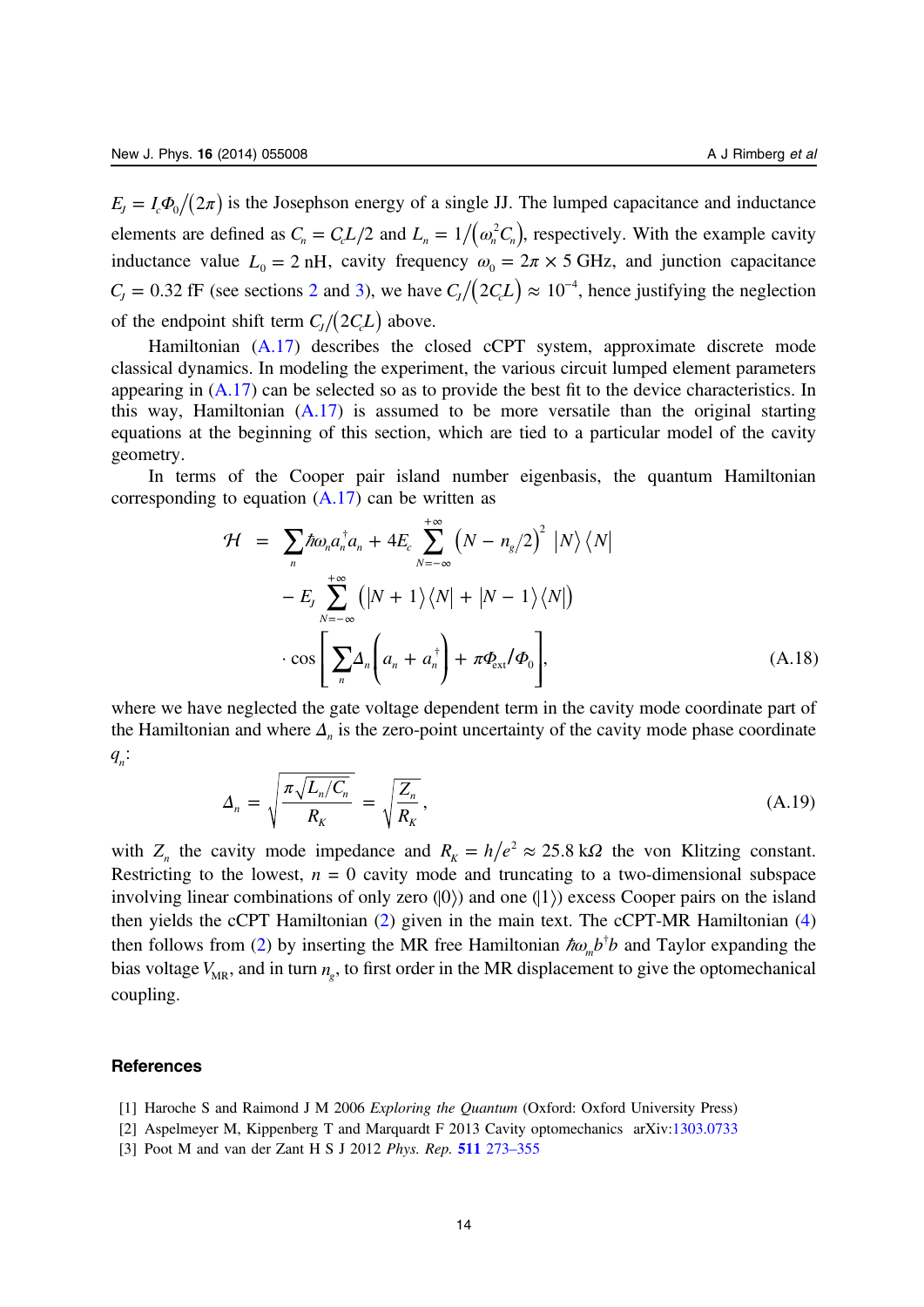$E_J = I_c\Phi_0/(2\pi)$ is the Josephson energy of a single JJ. The lumped capacitance and inductance elements are defined as $C_n = C_c L/2$ and $L_n = 1/(\omega_n^2 C_n)$, respectively. With the example cavity inductance value $L_0 = 2$ nH, cavity frequency $\omega_0 = 2\pi \times 5$ GHz, and junction capacitance $C_J = 0.32$ fF (see sections 2 and 3), we have $C_J/(2C_c L) \approx 10^{-4}$, hence justifying the neglection of the endpoint shift term $C_J/(2C_c L)$ above.

Hamiltonian (A.17) describes the closed cCPT system, approximate discrete mode classical dynamics. In modeling the experiment, the various circuit lumped element parameters appearing in (A.17) can be selected so as to provide the best fit to the device characteristics. In this way, Hamiltonian (A.17) is assumed to be more versatile than the original starting equations at the beginning of this section, which are tied to a particular model of the cavity geometry.

In terms of the Cooper pair island number eigenbasis, the quantum Hamiltonian corresponding to equation (A.17) can be written as

$$
\begin{aligned}
\mathcal{H} = & \sum_n \hbar\omega_n a_n^\dagger a_n + 4E_c \sum_{N=-\infty}^{+\infty} \left(N - n_g/2\right)^2 |N\rangle\langle N| \\
& - E_J \sum_{N=-\infty}^{+\infty} \left(|N+1\rangle\langle N| + |N-1\rangle\langle N|\right) \\
& \cdot \cos\left[\sum_n \Delta_n \left(a_n + a_n^\dagger\right) + \pi\Phi_{\text{ext}}/\Phi_0\right],
\end{aligned}
\tag{A.18}
$$

where we have neglected the gate voltage dependent term in the cavity mode coordinate part of the Hamiltonian and where $\Delta_n$ is the zero-point uncertainty of the cavity mode phase coordinate $q_n$:

$$
\Delta_n = \sqrt{\frac{\pi\sqrt{L_n/C_n}}{R_K}} = \sqrt{\frac{Z_n}{R_K}},
\tag{A.19}
$$

with $Z_n$ the cavity mode impedance and $R_K = h/e^2 \approx 25.8\ \text{k}\Omega$ the von Klitzing constant. Restricting to the lowest, $n = 0$ cavity mode and truncating to a two-dimensional subspace involving linear combinations of only zero ($|0\rangle$) and one ($|1\rangle$) excess Cooper pairs on the island then yields the cCPT Hamiltonian (2) given in the main text. The cCPT-MR Hamiltonian (4) then follows from (2) by inserting the MR free Hamiltonian $\hbar\omega_m b^\dagger b$ and Taylor expanding the bias voltage $V_{\text{MR}}$, and in turn $n_g$, to first order in the MR displacement to give the optomechanical coupling.

## References

[1] Haroche S and Raimond J M 2006 *Exploring the Quantum* (Oxford: Oxford University Press)

[2] Aspelmeyer M, Kippenberg T and Marquardt F 2013 Cavity optomechanics arXiv:1303.0733

[3] Poot M and van der Zant H S J 2012 *Phys. Rep.* **511** 273–355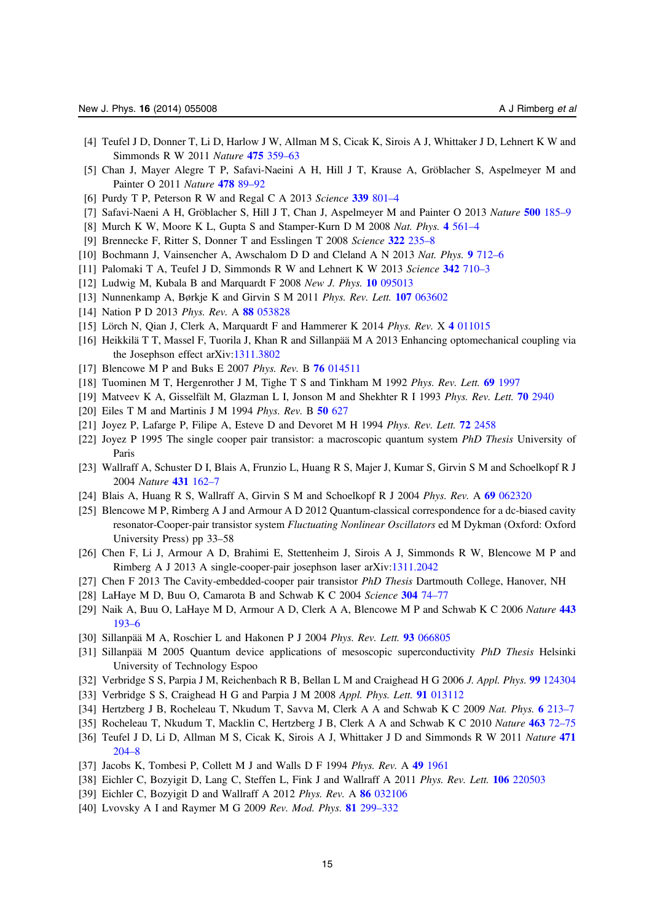[4] Teufel J D, Donner T, Li D, Harlow J W, Allman M S, Cicak K, Sirois A J, Whittaker J D, Lehnert K W and Simmonds R W 2011 *Nature* **475** 359–63

[5] Chan J, Mayer Alegre T P, Safavi-Naeini A H, Hill J T, Krause A, Gröblacher S, Aspelmeyer M and Painter O 2011 *Nature* **478** 89–92

[6] Purdy T P, Peterson R W and Regal C A 2013 *Science* **339** 801–4

[7] Safavi-Naeni A H, Gröblacher S, Hill J T, Chan J, Aspelmeyer M and Painter O 2013 *Nature* **500** 185–9

[8] Murch K W, Moore K L, Gupta S and Stamper-Kurn D M 2008 *Nat. Phys.* **4** 561–4

[9] Brennecke F, Ritter S, Donner T and Esslingen T 2008 *Science* **322** 235–8

[10] Bochmann J, Vainsencher A, Awschalom D D and Cleland A N 2013 *Nat. Phys.* **9** 712–6

[11] Palomaki T A, Teufel J D, Simmonds R W and Lehnert K W 2013 *Science* **342** 710–3

[12] Ludwig M, Kubala B and Marquardt F 2008 *New J. Phys.* **10** 095013

[13] Nunnenkamp A, Børkje K and Girvin S M 2011 *Phys. Rev. Lett.* **107** 063602

[14] Nation P D 2013 *Phys. Rev.* A **88** 053828

[15] Lörch N, Qian J, Clerk A, Marquardt F and Hammerer K 2014 *Phys. Rev.* X **4** 011015

[16] Heikkilä T T, Massel F, Tuorila J, Khan R and Sillanpää M A 2013 Enhancing optomechanical coupling via the Josephson effect arXiv:1311.3802

[17] Blencowe M P and Buks E 2007 *Phys. Rev.* B **76** 014511

[18] Tuominen M T, Hergenrother J M, Tighe T S and Tinkham M 1992 *Phys. Rev. Lett.* **69** 1997

[19] Matveev K A, Gisselfält M, Glazman L I, Jonson M and Shekhter R I 1993 *Phys. Rev. Lett.* **70** 2940

[20] Eiles T M and Martinis J M 1994 *Phys. Rev.* B **50** 627

[21] Joyez P, Lafarge P, Filipe A, Esteve D and Devoret M H 1994 *Phys. Rev. Lett.* **72** 2458

[22] Joyez P 1995 The single cooper pair transistor: a macroscopic quantum system *PhD Thesis* University of Paris

[23] Wallraff A, Schuster D I, Blais A, Frunzio L, Huang R S, Majer J, Kumar S, Girvin S M and Schoelkopf R J 2004 *Nature* **431** 162–7

[24] Blais A, Huang R S, Wallraff A, Girvin S M and Schoelkopf R J 2004 *Phys. Rev.* A **69** 062320

[25] Blencowe M P, Rimberg A J and Armour A D 2012 Quantum-classical correspondence for a dc-biased cavity resonator-Cooper-pair transistor system *Fluctuating Nonlinear Oscillators* ed M Dykman (Oxford: Oxford University Press) pp 33–58

[26] Chen F, Li J, Armour A D, Brahimi E, Stettenheim J, Sirois A J, Simmonds R W, Blencowe M P and Rimberg A J 2013 A single-cooper-pair josephson laser arXiv:1311.2042

[27] Chen F 2013 The Cavity-embedded-cooper pair transistor *PhD Thesis* Dartmouth College, Hanover, NH

[28] LaHaye M D, Buu O, Camarota B and Schwab K C 2004 *Science* **304** 74–77

[29] Naik A, Buu O, LaHaye M D, Armour A D, Clerk A A, Blencowe M P and Schwab K C 2006 *Nature* **443** 193–6

[30] Sillanpää M A, Roschier L and Hakonen P J 2004 *Phys. Rev. Lett.* **93** 066805

[31] Sillanpää M 2005 Quantum device applications of mesoscopic superconductivity *PhD Thesis* Helsinki University of Technology Espoo

[32] Verbridge S S, Parpia J M, Reichenbach R B, Bellan L M and Craighead H G 2006 *J. Appl. Phys.* **99** 124304

[33] Verbridge S S, Craighead H G and Parpia J M 2008 *Appl. Phys. Lett.* **91** 013112

[34] Hertzberg J B, Rocheleau T, Nkudum T, Savva M, Clerk A A and Schwab K C 2009 *Nat. Phys.* **6** 213–7

[35] Rocheleau T, Nkudum T, Macklin C, Hertzberg J B, Clerk A A and Schwab K C 2010 *Nature* **463** 72–75

[36] Teufel J D, Li D, Allman M S, Cicak K, Sirois A J, Whittaker J D and Simmonds R W 2011 *Nature* **471** 204–8

[37] Jacobs K, Tombesi P, Collett M J and Walls D F 1994 *Phys. Rev.* A **49** 1961

[38] Eichler C, Bozyigit D, Lang C, Steffen L, Fink J and Wallraff A 2011 *Phys. Rev. Lett.* **106** 220503

[39] Eichler C, Bozyigit D and Wallraff A 2012 *Phys. Rev.* A **86** 032106

[40] Lvovsky A I and Raymer M G 2009 *Rev. Mod. Phys.* **81** 299–332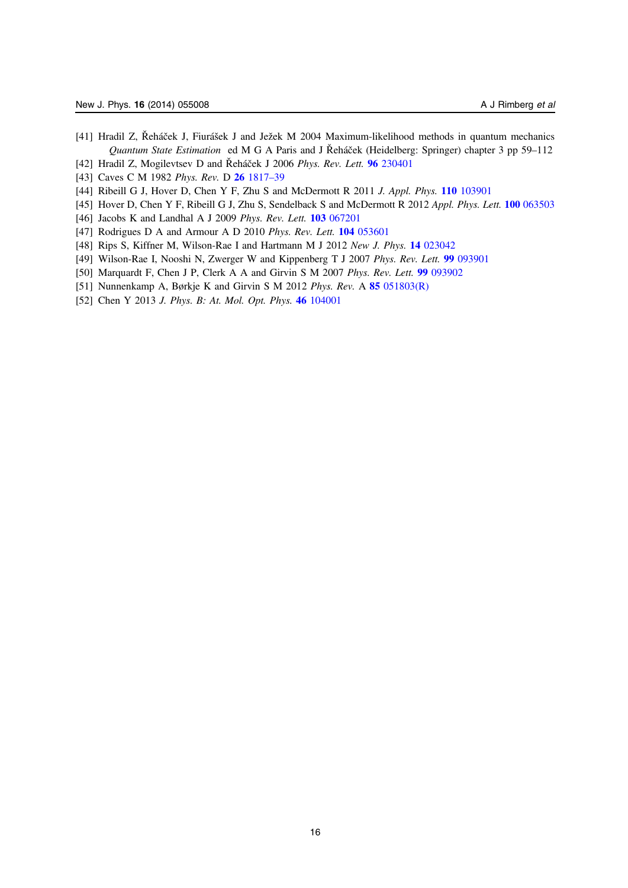[41] Hradil Z, Řeháček J, Fiurášek J and Ježek M 2004 Maximum-likelihood methods in quantum mechanics *Quantum State Estimation* ed M G A Paris and J Řeháček (Heidelberg: Springer) chapter 3 pp 59–112

[42] Hradil Z, Mogilevtsev D and Řeháček J 2006 *Phys. Rev. Lett.* **96** 230401

[43] Caves C M 1982 *Phys. Rev.* D **26** 1817–39

[44] Ribeill G J, Hover D, Chen Y F, Zhu S and McDermott R 2011 *J. Appl. Phys.* **110** 103901

[45] Hover D, Chen Y F, Ribeill G J, Zhu S, Sendelback S and McDermott R 2012 *Appl. Phys. Lett.* **100** 063503

[46] Jacobs K and Landhal A J 2009 *Phys. Rev. Lett.* **103** 067201

[47] Rodrigues D A and Armour A D 2010 *Phys. Rev. Lett.* **104** 053601

[48] Rips S, Kiffner M, Wilson-Rae I and Hartmann M J 2012 *New J. Phys.* **14** 023042

[49] Wilson-Rae I, Nooshi N, Zwerger W and Kippenberg T J 2007 *Phys. Rev. Lett.* **99** 093901

[50] Marquardt F, Chen J P, Clerk A A and Girvin S M 2007 *Phys. Rev. Lett.* **99** 093902

[51] Nunnenkamp A, Børkje K and Girvin S M 2012 *Phys. Rev.* A **85** 051803(R)

[52] Chen Y 2013 *J. Phys. B: At. Mol. Opt. Phys.* **46** 104001